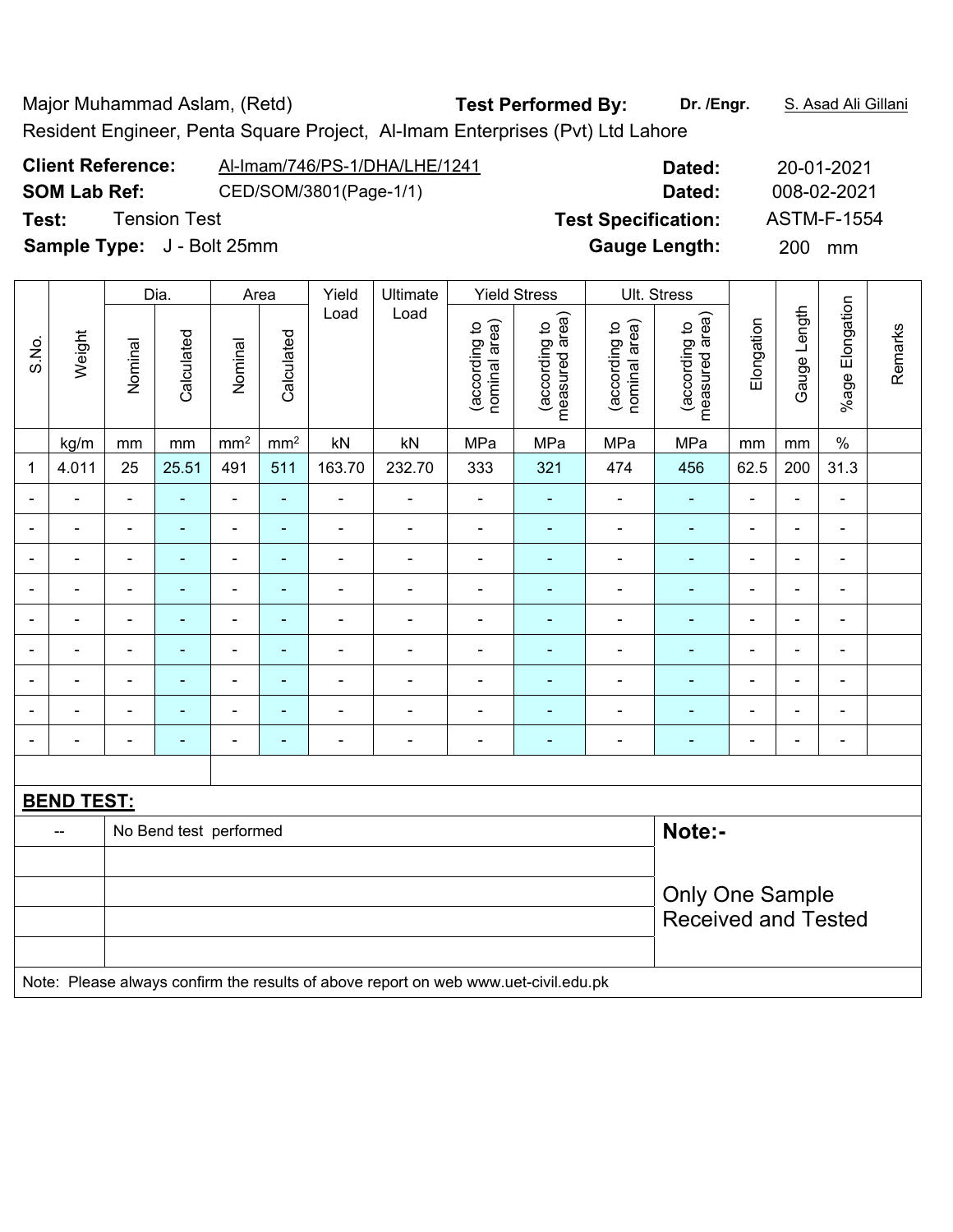Major Muhammad Aslam, (Retd) **Test Performed By:** **Dr. /Engr.** S. Asad Ali Gillani

Resident Engineer, Penta Square Project, Al-Imam Enterprises (Pvt) Ltd Lahore

**Client Reference:** Al-Imam/746/PS-1/DHA/LHE/1241 **Dated:** 20-01-2021

**SOM Lab Ref:** CED/SOM/3801(Page-1/1) **Dated:** 008-02-2021

**Test:** Tension Test **Test Specification:** ASTM-F-1554

**Sample Type:** J - Bolt 25mm **Gauge Length:** 200 mm

| S.No. | Weight | Dia. | | Area | | Yield Load | Ultimate Load | Yield Stress | | Ult. Stress | | Elongation | Gauge Length | %age Elongation | Remarks |
|---|---|---|---|---|---|---|---|---|---|---|---|---|---|---|---|
| | | Nominal | Calculated | Nominal | Calculated | | | (according to nominal area) | (according to measured area) | (according to nominal area) | (according to measured area) | | | | |
| | kg/m | mm | mm | mm² | mm² | kN | kN | MPa | MPa | MPa | MPa | mm | mm | % | |
| 1 | 4.011 | 25 | 25.51 | 491 | 511 | 163.70 | 232.70 | 333 | 321 | 474 | 456 | 62.5 | 200 | 31.3 | |
| - | - | - | - | - | - | - | - | - | - | - | - | - | - | - | |
| - | - | - | - | - | - | - | - | - | - | - | - | - | - | - | |
| - | - | - | - | - | - | - | - | - | - | - | - | - | - | - | |
| - | - | - | - | - | - | - | - | - | - | - | - | - | - | - | |
| - | - | - | - | - | - | - | - | - | - | - | - | - | - | - | |
| - | - | - | - | - | - | - | - | - | - | - | - | - | - | - | |
| - | - | - | - | - | - | - | - | - | - | - | - | - | - | - | |
| - | - | - | - | - | - | - | - | - | - | - | - | - | - | - | |
| - | - | - | - | - | - | - | - | - | - | - | - | - | - | - | |

**BEND TEST:**

| -- | No Bend test performed | **Note:-** |
|---|---|---|
| | | Only One Sample Received and Tested |

Note: Please always confirm the results of above report on web www.uet-civil.edu.pk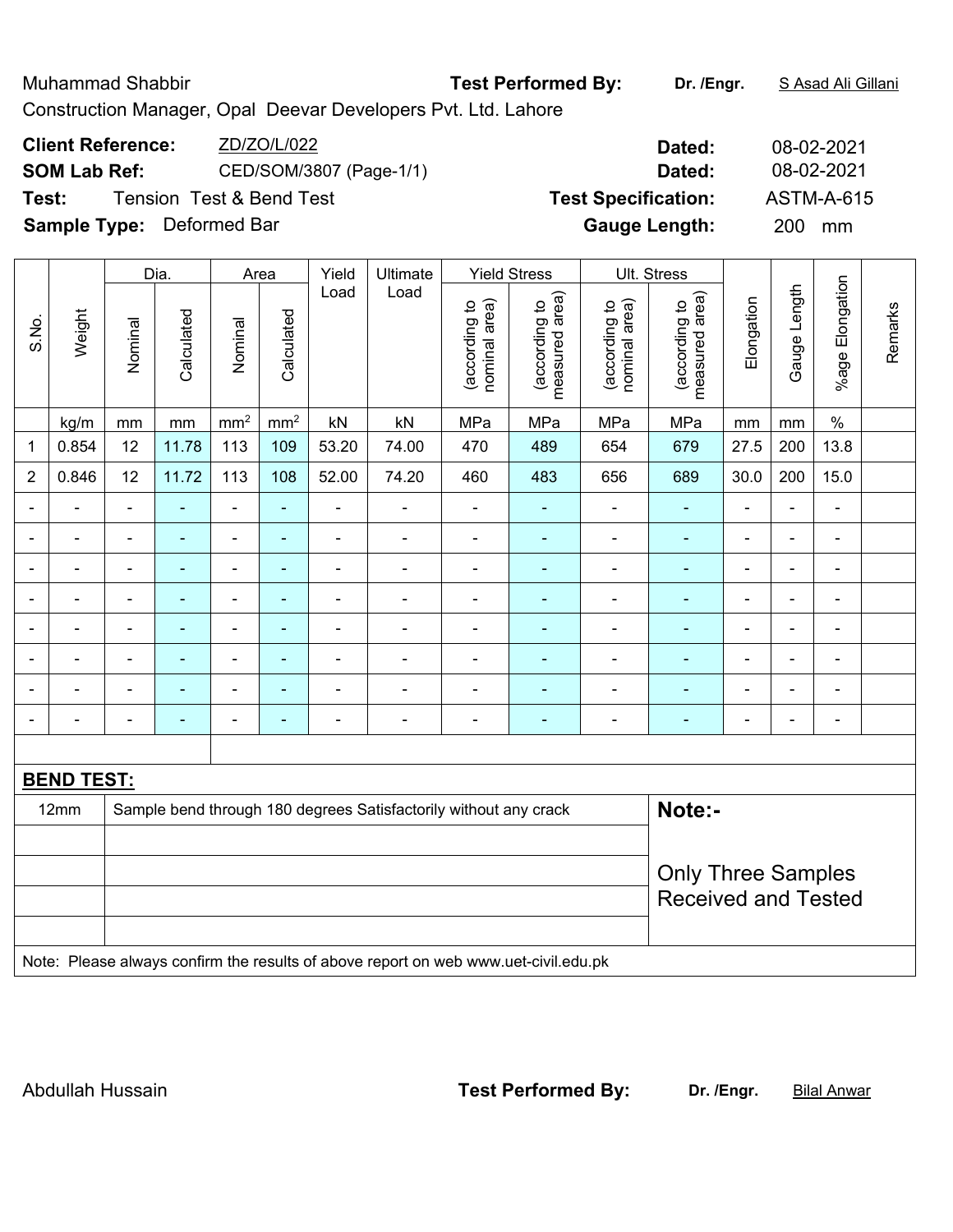Muhammad Shabbir **Test Performed By:** **Dr. /Engr.** S Asad Ali Gillani

Construction Manager, Opal Deevar Developers Pvt. Ltd. Lahore

**Client Reference:** ZD/ZO/L/022 **Dated:** 08-02-2021

**SOM Lab Ref:** CED/SOM/3807 (Page-1/1) **Dated:** 08-02-2021

**Test:** Tension Test & Bend Test **Test Specification:** ASTM-A-615

**Sample Type:** Deformed Bar **Gauge Length:** 200 mm

| S.No. | Weight | Dia. | | Area | | Yield Load | Ultimate Load | Yield Stress | | Ult. Stress | | Elongation | Gauge Length | %age Elongation | Remarks |
|---|---|---|---|---|---|---|---|---|---|---|---|---|---|---|---|
| | | Nominal | Calculated | Nominal | Calculated | | | (according to nominal area) | (according to measured area) | (according to nominal area) | (according to measured area) | | | | |
| | kg/m | mm | mm | mm² | mm² | kN | kN | MPa | MPa | MPa | MPa | mm | mm | % | |
| 1 | 0.854 | 12 | 11.78 | 113 | 109 | 53.20 | 74.00 | 470 | 489 | 654 | 679 | 27.5 | 200 | 13.8 | |
| 2 | 0.846 | 12 | 11.72 | 113 | 108 | 52.00 | 74.20 | 460 | 483 | 656 | 689 | 30.0 | 200 | 15.0 | |
| - | - | - | - | - | - | - | - | - | - | - | - | - | - | - | |
| - | - | - | - | - | - | - | - | - | - | - | - | - | - | - | |
| - | - | - | - | - | - | - | - | - | - | - | - | - | - | - | |
| - | - | - | - | - | - | - | - | - | - | - | - | - | - | - | |
| - | - | - | - | - | - | - | - | - | - | - | - | - | - | - | |
| - | - | - | - | - | - | - | - | - | - | - | - | - | - | - | |
| - | - | - | - | - | - | - | - | - | - | - | - | - | - | - | |
| - | - | - | - | - | - | - | - | - | - | - | - | - | - | - | |

**BEND TEST:**

| | | |
|---|---|---|
| 12mm | Sample bend through 180 degrees Satisfactorily without any crack | **Note:-** |
| | | Only Three Samples Received and Tested |

Note: Please always confirm the results of above report on web www.uet-civil.edu.pk

Abdullah Hussain **Test Performed By:** **Dr. /Engr.** Bilal Anwar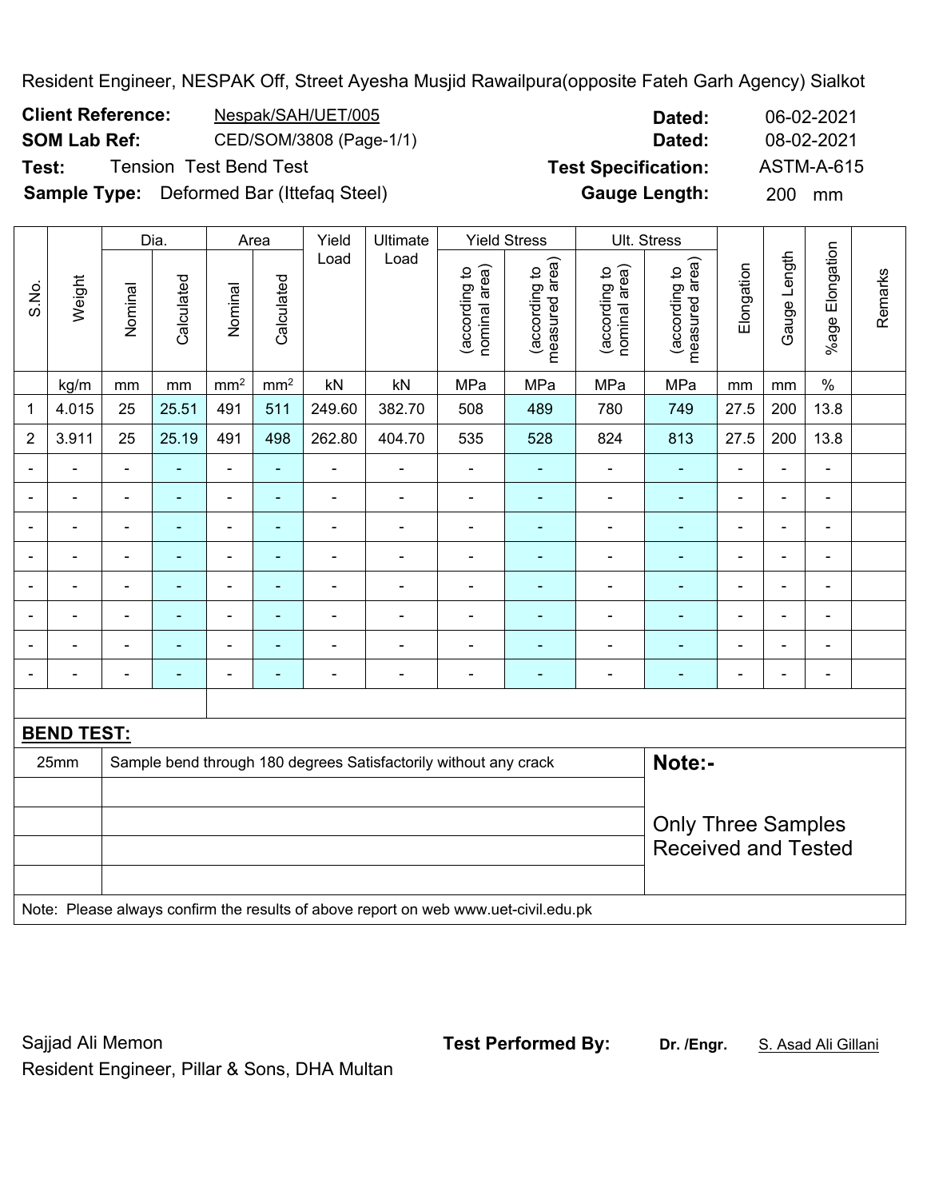Resident Engineer, NESPAK Off, Street Ayesha Musjid Rawailpura(opposite Fateh Garh Agency) Sialkot

**Client Reference:** Nespak/SAH/UET/005 **Dated:** 06-02-2021

**SOM Lab Ref:** CED/SOM/3808 (Page-1/1) **Dated:** 08-02-2021

**Test:** Tension Test Bend Test **Test Specification:** ASTM-A-615

**Sample Type:** Deformed Bar (Ittefaq Steel) **Gauge Length:** 200 mm

| S.No. | Weight | Dia. | | Area | | Yield Load | Ultimate Load | Yield Stress | | Ult. Stress | | Elongation | Gauge Length | %age Elongation | Remarks |
|---|---|---|---|---|---|---|---|---|---|---|---|---|---|---|---|
| | | Nominal | Calculated | Nominal | Calculated | | | (according to nominal area) | (according to measured area) | (according to nominal area) | (according to measured area) | | | | |
| | kg/m | mm | mm | mm² | mm² | kN | kN | MPa | MPa | MPa | MPa | mm | mm | % | |
| 1 | 4.015 | 25 | 25.51 | 491 | 511 | 249.60 | 382.70 | 508 | 489 | 780 | 749 | 27.5 | 200 | 13.8 | |
| 2 | 3.911 | 25 | 25.19 | 491 | 498 | 262.80 | 404.70 | 535 | 528 | 824 | 813 | 27.5 | 200 | 13.8 | |
| - | - | - | - | - | - | - | - | - | - | - | - | - | - | - | |
| - | - | - | - | - | - | - | - | - | - | - | - | - | - | - | |
| - | - | - | - | - | - | - | - | - | - | - | - | - | - | - | |
| - | - | - | - | - | - | - | - | - | - | - | - | - | - | - | |
| - | - | - | - | - | - | - | - | - | - | - | - | - | - | - | |
| - | - | - | - | - | - | - | - | - | - | - | - | - | - | - | |
| - | - | - | - | - | - | - | - | - | - | - | - | - | - | - | |
| - | - | - | - | - | - | - | - | - | - | - | - | - | - | - | |

**BEND TEST:**

| | | |
|---|---|---|
| 25mm | Sample bend through 180 degrees Satisfactorily without any crack | **Note:-** |
| | | Only Three Samples Received and Tested |

Note: Please always confirm the results of above report on web www.uet-civil.edu.pk

Sajjad Ali Memon
Resident Engineer, Pillar & Sons, DHA Multan

**Test Performed By:** **Dr. /Engr.** S. Asad Ali Gillani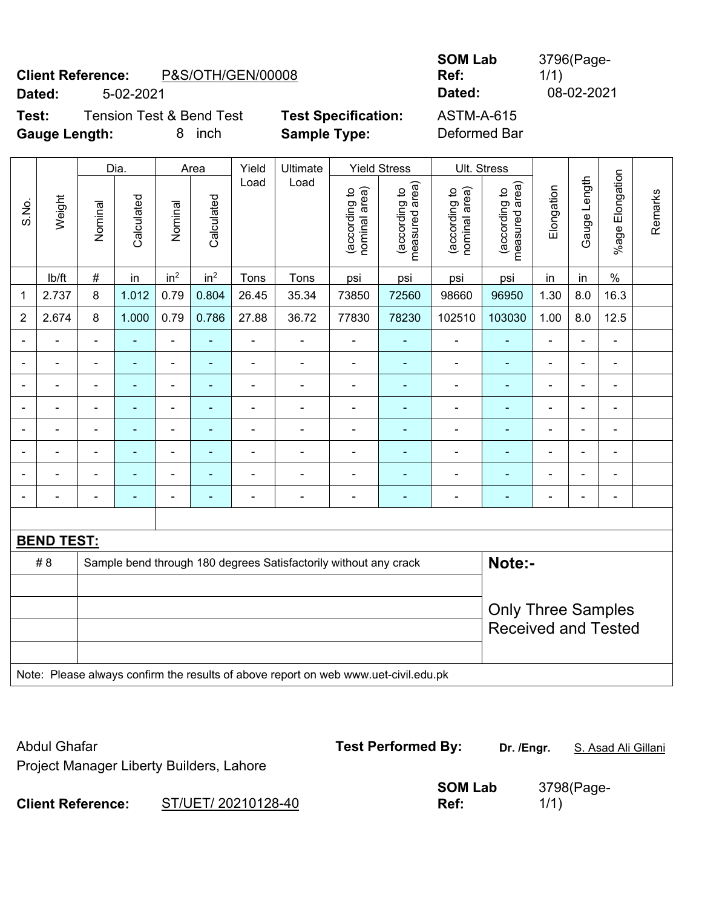**Client Reference:** P&S/OTH/GEN/00008

**Dated:** 5-02-2021

**SOM Lab Ref:** 3796(Page-1/1)

**Dated:** 08-02-2021

**Test:** Tension Test & Bend Test

**Test Specification:** ASTM-A-615

**Gauge Length:** 8 inch

**Sample Type:** Deformed Bar

| S.No. | Weight | Dia. | | Area | | Yield Load | Ultimate Load | Yield Stress | | Ult. Stress | | Elongation | Gauge Length | %age Elongation | Remarks |
|---|---|---|---|---|---|---|---|---|---|---|---|---|---|---|---|
| | | Nominal | Calculated | Nominal | Calculated | | | (according to nominal area) | (according to measured area) | (according to nominal area) | (according to measured area) | | | | |
| | lb/ft | # | in | in² | in² | Tons | Tons | psi | psi | psi | psi | in | in | % | |
| 1 | 2.737 | 8 | 1.012 | 0.79 | 0.804 | 26.45 | 35.34 | 73850 | 72560 | 98660 | 96950 | 1.30 | 8.0 | 16.3 | |
| 2 | 2.674 | 8 | 1.000 | 0.79 | 0.786 | 27.88 | 36.72 | 77830 | 78230 | 102510 | 103030 | 1.00 | 8.0 | 12.5 | |
| - | - | - | - | - | - | - | - | - | - | - | - | - | - | - | |
| - | - | - | - | - | - | - | - | - | - | - | - | - | - | - | |
| - | - | - | - | - | - | - | - | - | - | - | - | - | - | - | |
| - | - | - | - | - | - | - | - | - | - | - | - | - | - | - | |
| - | - | - | - | - | - | - | - | - | - | - | - | - | - | - | |
| - | - | - | - | - | - | - | - | - | - | - | - | - | - | - | |
| - | - | - | - | - | - | - | - | - | - | - | - | - | - | - | |
| - | - | - | - | - | - | - | - | - | - | - | - | - | - | - | |

**BEND TEST:**

| | |
|---|---|
| # 8 | Sample bend through 180 degrees Satisfactorily without any crack |

**Note:-**

Only Three Samples Received and Tested

Note: Please always confirm the results of above report on web www.uet-civil.edu.pk

Abdul Ghafar
Project Manager Liberty Builders, Lahore

**Test Performed By:** **Dr. /Engr.** S. Asad Ali Gillani

**Client Reference:** ST/UET/ 20210128-40

**SOM Lab Ref:** 3798(Page-1/1)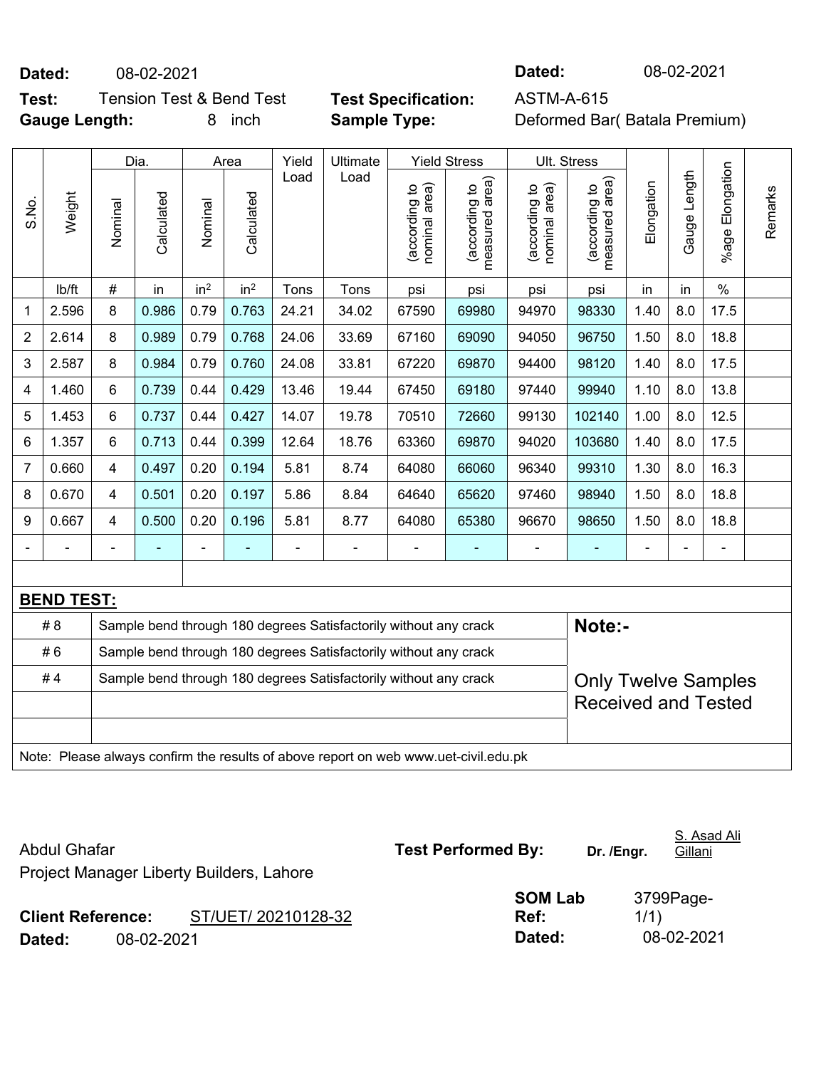**Dated:** 08-02-2021 **Dated:** 08-02-2021

**Test:** Tension Test & Bend Test **Test Specification:** ASTM-A-615

**Gauge Length:** 8 inch **Sample Type:** Deformed Bar( Batala Premium)

| S.No. | Weight | Dia. | | Area | | Yield Load | Ultimate Load | Yield Stress | | Ult. Stress | | Elongation | Gauge Length | %age Elongation | Remarks |
|---|---|---|---|---|---|---|---|---|---|---|---|---|---|---|---|
| | | Nominal | Calculated | Nominal | Calculated | | | (according to nominal area) | (according to measured area) | (according to nominal area) | (according to measured area) | | | | |
| | lb/ft | # | in | in² | in² | Tons | Tons | psi | psi | psi | psi | in | in | % | |
| 1 | 2.596 | 8 | 0.986 | 0.79 | 0.763 | 24.21 | 34.02 | 67590 | 69980 | 94970 | 98330 | 1.40 | 8.0 | 17.5 | |
| 2 | 2.614 | 8 | 0.989 | 0.79 | 0.768 | 24.06 | 33.69 | 67160 | 69090 | 94050 | 96750 | 1.50 | 8.0 | 18.8 | |
| 3 | 2.587 | 8 | 0.984 | 0.79 | 0.760 | 24.08 | 33.81 | 67220 | 69870 | 94400 | 98120 | 1.40 | 8.0 | 17.5 | |
| 4 | 1.460 | 6 | 0.739 | 0.44 | 0.429 | 13.46 | 19.44 | 67450 | 69180 | 97440 | 99940 | 1.10 | 8.0 | 13.8 | |
| 5 | 1.453 | 6 | 0.737 | 0.44 | 0.427 | 14.07 | 19.78 | 70510 | 72660 | 99130 | 102140 | 1.00 | 8.0 | 12.5 | |
| 6 | 1.357 | 6 | 0.713 | 0.44 | 0.399 | 12.64 | 18.76 | 63360 | 69870 | 94020 | 103680 | 1.40 | 8.0 | 17.5 | |
| 7 | 0.660 | 4 | 0.497 | 0.20 | 0.194 | 5.81 | 8.74 | 64080 | 66060 | 96340 | 99310 | 1.30 | 8.0 | 16.3 | |
| 8 | 0.670 | 4 | 0.501 | 0.20 | 0.197 | 5.86 | 8.84 | 64640 | 65620 | 97460 | 98940 | 1.50 | 8.0 | 18.8 | |
| 9 | 0.667 | 4 | 0.500 | 0.20 | 0.196 | 5.81 | 8.77 | 64080 | 65380 | 96670 | 98650 | 1.50 | 8.0 | 18.8 | |
| - | - | - | - | - | - | - | - | - | - | - | - | - | - | - | |

**BEND TEST:**

| | | |
|---|---|---|
| # 8 | Sample bend through 180 degrees Satisfactorily without any crack | **Note:-** |
| # 6 | Sample bend through 180 degrees Satisfactorily without any crack | |
| # 4 | Sample bend through 180 degrees Satisfactorily without any crack | Only Twelve Samples Received and Tested |

Note: Please always confirm the results of above report on web www.uet-civil.edu.pk

Abdul Ghafar
Project Manager Liberty Builders, Lahore

**Test Performed By:** **Dr. /Engr.** S. Asad Ali Gillani

**Client Reference:** ST/UET/ 20210128-32
**Dated:** 08-02-2021

**SOM Lab Ref:** 3799Page-1/1)
**Dated:** 08-02-2021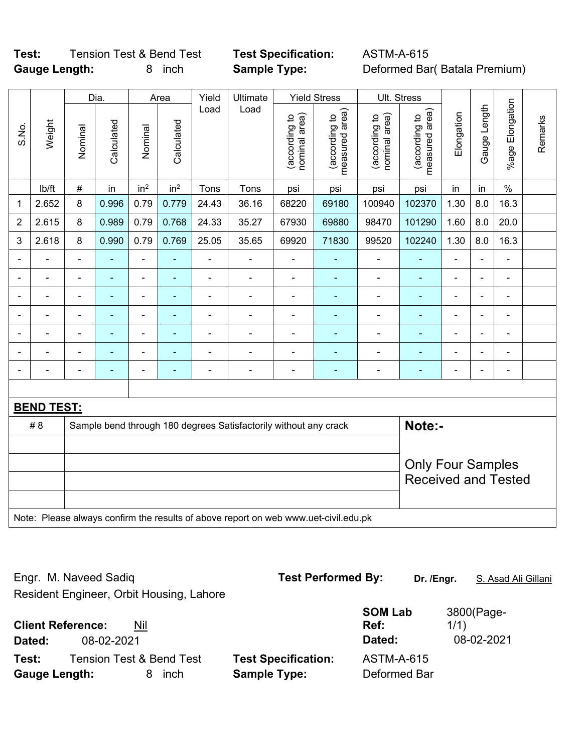**Test:** Tension Test & Bend Test **Test Specification:** ASTM-A-615
**Gauge Length:** 8 inch **Sample Type:** Deformed Bar( Batala Premium)

| S.No. | Weight | Dia. | | Area | | Yield Load | Ultimate Load | Yield Stress | | Ult. Stress | | Elongation | Gauge Length | %age Elongation | Remarks |
|---|---|---|---|---|---|---|---|---|---|---|---|---|---|---|---|
| | | Nominal | Calculated | Nominal | Calculated | | | (according to nominal area) | (according to measured area) | (according to nominal area) | (according to measured area) | | | | |
| | lb/ft | # | in | $in^2$ | $in^2$ | Tons | Tons | psi | psi | psi | psi | in | in | % | |
| 1 | 2.652 | 8 | 0.996 | 0.79 | 0.779 | 24.43 | 36.16 | 68220 | 69180 | 100940 | 102370 | 1.30 | 8.0 | 16.3 | |
| 2 | 2.615 | 8 | 0.989 | 0.79 | 0.768 | 24.33 | 35.27 | 67930 | 69880 | 98470 | 101290 | 1.60 | 8.0 | 20.0 | |
| 3 | 2.618 | 8 | 0.990 | 0.79 | 0.769 | 25.05 | 35.65 | 69920 | 71830 | 99520 | 102240 | 1.30 | 8.0 | 16.3 | |
| - | - | - | - | - | - | - | - | - | - | - | - | - | - | - | |
| - | - | - | - | - | - | - | - | - | - | - | - | - | - | - | |
| - | - | - | - | - | - | - | - | - | - | - | - | - | - | - | |
| - | - | - | - | - | - | - | - | - | - | - | - | - | - | - | |
| - | - | - | - | - | - | - | - | - | - | - | - | - | - | - | |
| - | - | - | - | - | - | - | - | - | - | - | - | - | - | - | |
| - | - | - | - | - | - | - | - | - | - | - | - | - | - | - | |

**BEND TEST:**

| | | |
|---|---|---|
| # 8 | Sample bend through 180 degrees Satisfactorily without any crack | **Note:-** Only Four Samples Received and Tested |

Note: Please always confirm the results of above report on web www.uet-civil.edu.pk

Engr. M. Naveed Sadiq
Resident Engineer, Orbit Housing, Lahore

**Test Performed By:** **Dr. /Engr.** S. Asad Ali Gillani

**Client Reference:** Nil
**Dated:** 08-02-2021

**SOM Lab Ref:** 3800(Page-1/1)
**Dated:** 08-02-2021

**Test:** Tension Test & Bend Test **Test Specification:** ASTM-A-615
**Gauge Length:** 8 inch **Sample Type:** Deformed Bar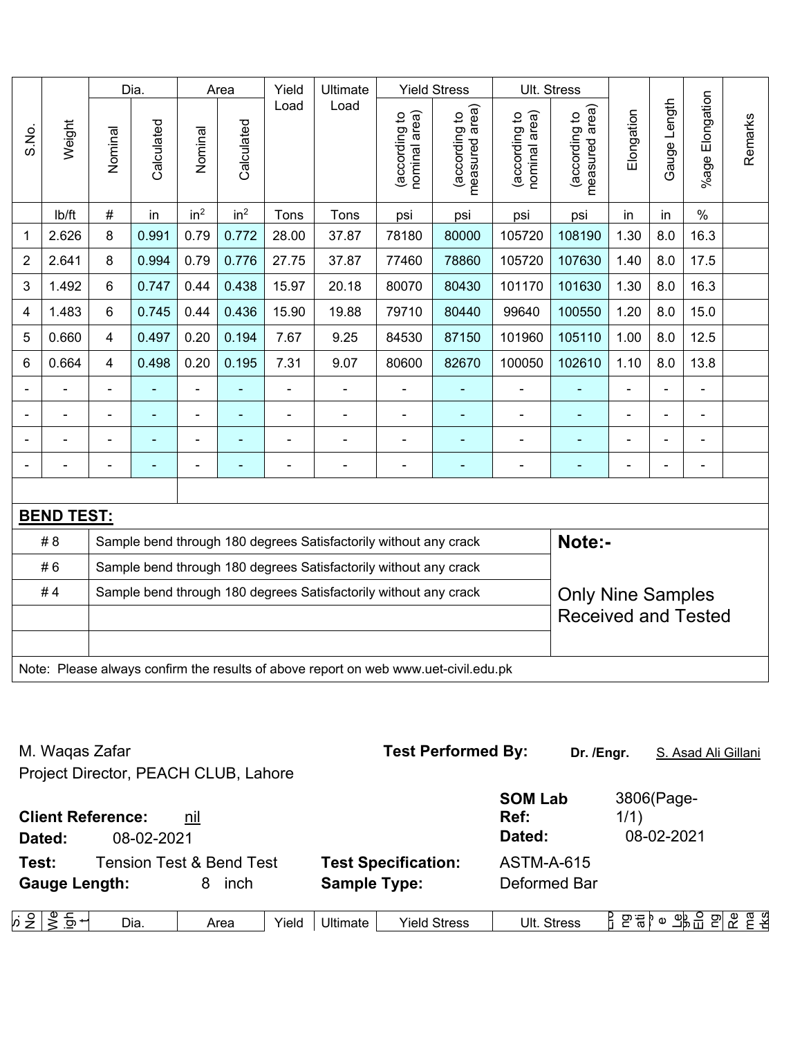| S.No. | Weight | Dia. | | Area | | Yield Load | Ultimate Load | Yield Stress | | Ult. Stress | | Elongation | Gauge Length | %age Elongation | Remarks |
|---|---|---|---|---|---|---|---|---|---|---|---|---|---|---|---|
| | | Nominal | Calculated | Nominal | Calculated | | | (according to nominal area) | (according to measured area) | (according to nominal area) | (according to measured area) | | | | |
| | lb/ft | # | in | in$^2$ | in$^2$ | Tons | Tons | psi | psi | psi | psi | in | in | % | |
| 1 | 2.626 | 8 | 0.991 | 0.79 | 0.772 | 28.00 | 37.87 | 78180 | 80000 | 105720 | 108190 | 1.30 | 8.0 | 16.3 | |
| 2 | 2.641 | 8 | 0.994 | 0.79 | 0.776 | 27.75 | 37.87 | 77460 | 78860 | 105720 | 107630 | 1.40 | 8.0 | 17.5 | |
| 3 | 1.492 | 6 | 0.747 | 0.44 | 0.438 | 15.97 | 20.18 | 80070 | 80430 | 101170 | 101630 | 1.30 | 8.0 | 16.3 | |
| 4 | 1.483 | 6 | 0.745 | 0.44 | 0.436 | 15.90 | 19.88 | 79710 | 80440 | 99640 | 100550 | 1.20 | 8.0 | 15.0 | |
| 5 | 0.660 | 4 | 0.497 | 0.20 | 0.194 | 7.67 | 9.25 | 84530 | 87150 | 101960 | 105110 | 1.00 | 8.0 | 12.5 | |
| 6 | 0.664 | 4 | 0.498 | 0.20 | 0.195 | 7.31 | 9.07 | 80600 | 82670 | 100050 | 102610 | 1.10 | 8.0 | 13.8 | |
| - | - | - | - | - | - | - | - | - | - | - | - | - | - | - | |
| - | - | - | - | - | - | - | - | - | - | - | - | - | - | - | |
| - | - | - | - | - | - | - | - | - | - | - | - | - | - | - | |
| - | - | - | - | - | - | - | - | - | - | - | - | - | - | - | |

**BEND TEST:**

| | | |
|---|---|---|
| # 8 | Sample bend through 180 degrees Satisfactorily without any crack | **Note:-** |
| # 6 | Sample bend through 180 degrees Satisfactorily without any crack | |
| # 4 | Sample bend through 180 degrees Satisfactorily without any crack | Only Nine Samples Received and Tested |

Note: Please always confirm the results of above report on web www.uet-civil.edu.pk

M. Waqas Zafar
Project Director, PEACH CLUB, Lahore

**Test Performed By:** **Dr. /Engr.** S. Asad Ali Gillani

**Client Reference:** nil
**Dated:** 08-02-2021

**SOM Lab Ref:** 3806(Page-1/1)
**Dated:** 08-02-2021

**Test:** Tension Test & Bend Test
**Gauge Length:** 8 inch

**Test Specification:** ASTM-A-615
**Sample Type:** Deformed Bar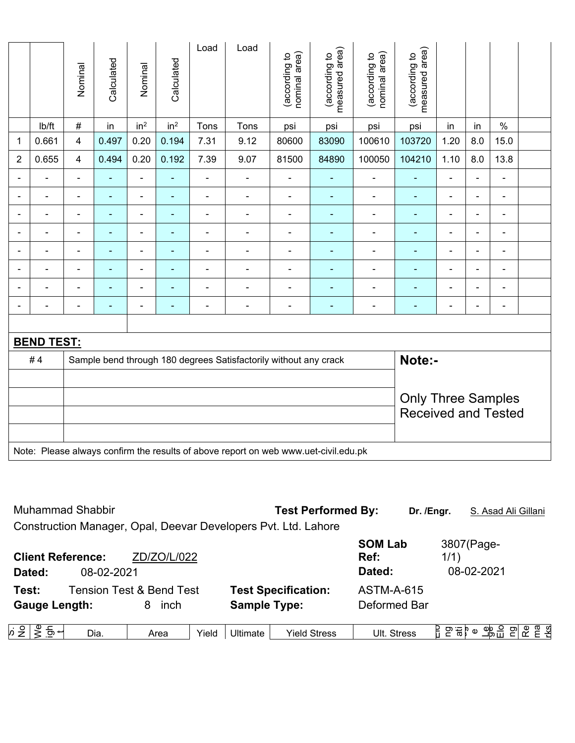Muhammad Shabbir
Construction Manager, Opal, Deevar Developers Pvt. Ltd. Lahore

**Test Performed By:** **Dr. /Engr.** S. Asad Ali Gillani

**Client Reference:** ZD/ZO/L/022
**Dated:** 08-02-2021

**SOM Lab Ref:** 3807(Page-1/1)
**Dated:** 08-02-2021

**Test:** Tension Test & Bend Test
**Gauge Length:** 8 inch

**Test Specification:** ASTM-A-615
**Sample Type:** Deformed Bar

| S. No | Weight | Dia. Nominal | Dia. Calculated | Area Nominal | Area Calculated | Yield Load | Ultimate Load | Yield Stress (according to nominal area) | Yield Stress (according to measured area) | Ult. Stress (according to nominal area) | Ult. Stress (according to measured area) | Elongation | Gauge Length | Elongation | Remarks |
|---|---|---|---|---|---|---|---|---|---|---|---|---|---|---|---|
| | lb/ft | # | in | $in^2$ | $in^2$ | Tons | Tons | psi | psi | psi | psi | in | in | % | |
| 1 | 0.661 | 4 | 0.497 | 0.20 | 0.194 | 7.31 | 9.12 | 80600 | 83090 | 100610 | 103720 | 1.20 | 8.0 | 15.0 | |
| 2 | 0.655 | 4 | 0.494 | 0.20 | 0.192 | 7.39 | 9.07 | 81500 | 84890 | 100050 | 104210 | 1.10 | 8.0 | 13.8 | |
| - | - | - | - | - | - | - | - | - | - | - | - | - | - | - | |
| - | - | - | - | - | - | - | - | - | - | - | - | - | - | - | |
| - | - | - | - | - | - | - | - | - | - | - | - | - | - | - | |
| - | - | - | - | - | - | - | - | - | - | - | - | - | - | - | |
| - | - | - | - | - | - | - | - | - | - | - | - | - | - | - | |
| - | - | - | - | - | - | - | - | - | - | - | - | - | - | - | |
| - | - | - | - | - | - | - | - | - | - | - | - | - | - | - | |
| - | - | - | - | - | - | - | - | - | - | - | - | - | - | - | |

**BEND TEST:**

| | | |
|---|---|---|
| # 4 | Sample bend through 180 degrees Satisfactorily without any crack | **Note:-** Only Three Samples Received and Tested |
| | | |
| | | |
| | | |
| | | |

Note: Please always confirm the results of above report on web www.uet-civil.edu.pk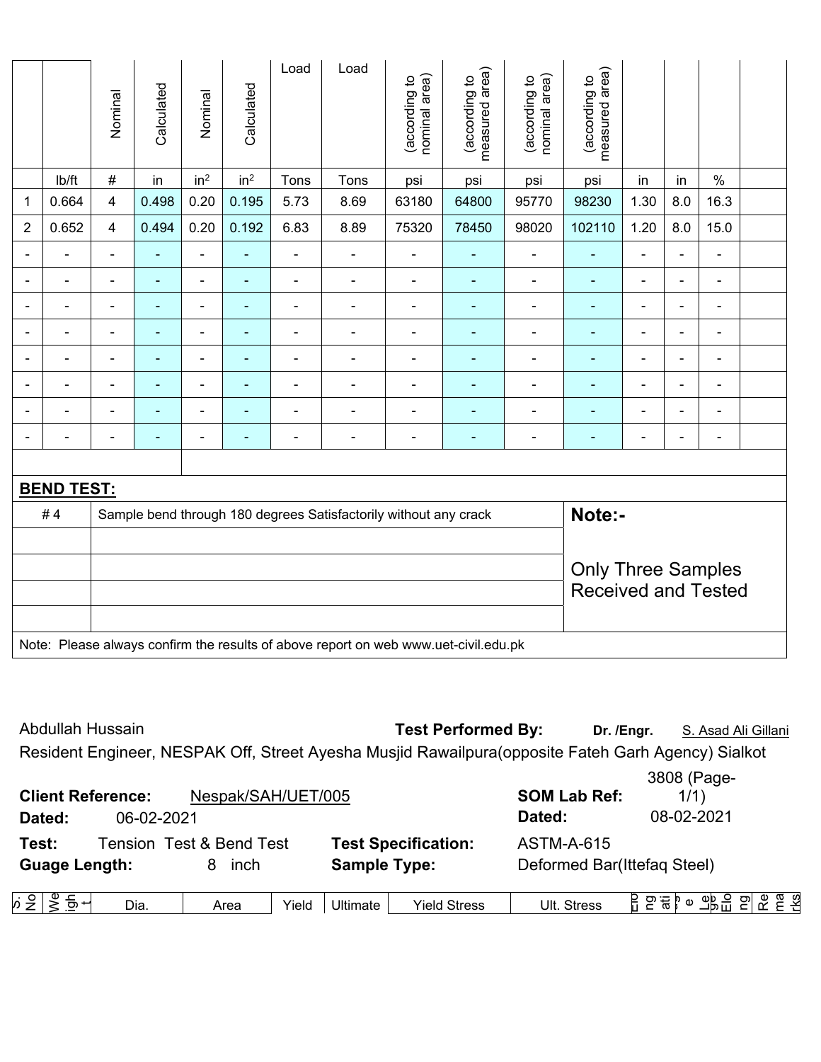| S. No | Weight | Dia. | | Area | | Yield | Ultimate | Yield Stress | | Ult. Stress | | Elongation | Gauge Length | Elongation | Remarks |
|---|---|---|---|---|---|---|---|---|---|---|---|---|---|---|---|
| | | Nominal | Calculated | Nominal | Calculated | Load | Load | (according to nominal area) | (according to measured area) | (according to nominal area) | (according to measured area) | | | | |
| | lb/ft | # | in | in² | in² | Tons | Tons | psi | psi | psi | psi | in | in | % | |
| 1 | 0.664 | 4 | 0.498 | 0.20 | 0.195 | 5.73 | 8.69 | 63180 | 64800 | 95770 | 98230 | 1.30 | 8.0 | 16.3 | |
| 2 | 0.652 | 4 | 0.494 | 0.20 | 0.192 | 6.83 | 8.89 | 75320 | 78450 | 98020 | 102110 | 1.20 | 8.0 | 15.0 | |
| - | - | - | - | - | - | - | - | - | - | - | - | - | - | - | |
| - | - | - | - | - | - | - | - | - | - | - | - | - | - | - | |
| - | - | - | - | - | - | - | - | - | - | - | - | - | - | - | |
| - | - | - | - | - | - | - | - | - | - | - | - | - | - | - | |
| - | - | - | - | - | - | - | - | - | - | - | - | - | - | - | |
| - | - | - | - | - | - | - | - | - | - | - | - | - | - | - | |
| - | - | - | - | - | - | - | - | - | - | - | - | - | - | - | |
| - | - | - | - | - | - | - | - | - | - | - | - | - | - | - | |

**BEND TEST:**

| | | |
|---|---|---|
| # 4 | Sample bend through 180 degrees Satisfactorily without any crack | **Note:-** Only Three Samples Received and Tested |

Note: Please always confirm the results of above report on web www.uet-civil.edu.pk

Abdullah Hussain — **Test Performed By:** **Dr. /Engr.** S. Asad Ali Gillani

Resident Engineer, NESPAK Off, Street Ayesha Musjid Rawailpura(opposite Fateh Garh Agency) Sialkot

**Client Reference:** Nespak/SAH/UET/005 — **SOM Lab Ref:** 3808 (Page-1/1)

**Dated:** 06-02-2021 — **Dated:** 08-02-2021

**Test:** Tension Test & Bend Test — **Test Specification:** ASTM-A-615

**Guage Length:** 8 inch — **Sample Type:** Deformed Bar(Ittefaq Steel)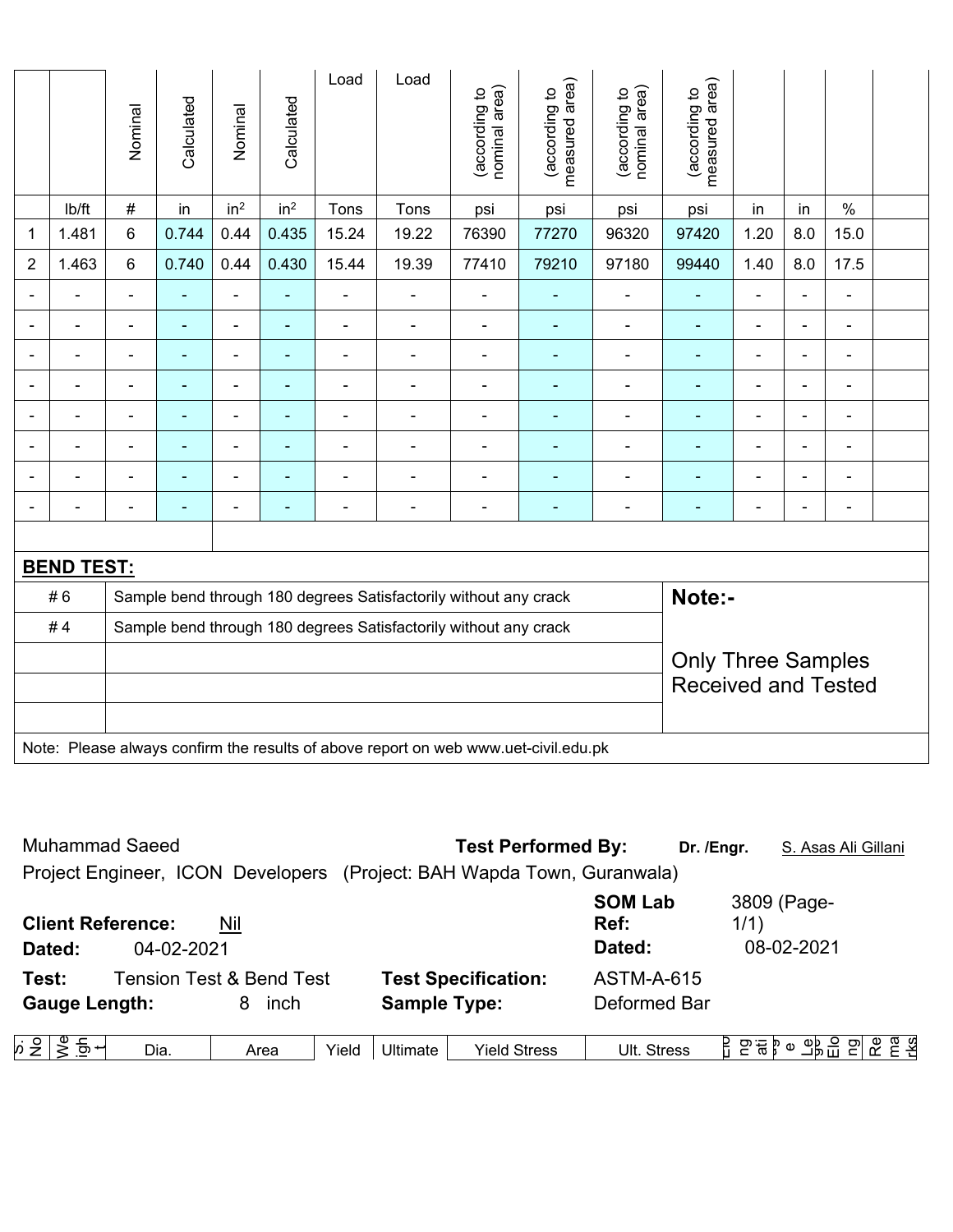| S. No | Weight | Dia. | | Area | | Yield | Ultimate | Yield Stress | | Ult. Stress | | Elongation | Gauge Length | Elongation | Remarks |
|---|---|---|---|---|---|---|---|---|---|---|---|---|---|---|---|
| | | Nominal | Calculated | Nominal | Calculated | Load | Load | (according to nominal area) | (according to measured area) | (according to nominal area) | (according to measured area) | | | | |
| | lb/ft | # | in | in² | in² | Tons | Tons | psi | psi | psi | psi | in | in | % | |
| 1 | 1.481 | 6 | 0.744 | 0.44 | 0.435 | 15.24 | 19.22 | 76390 | 77270 | 96320 | 97420 | 1.20 | 8.0 | 15.0 | |
| 2 | 1.463 | 6 | 0.740 | 0.44 | 0.430 | 15.44 | 19.39 | 77410 | 79210 | 97180 | 99440 | 1.40 | 8.0 | 17.5 | |
| - | - | - | - | - | - | - | - | - | - | - | - | - | - | - | |
| - | - | - | - | - | - | - | - | - | - | - | - | - | - | - | |
| - | - | - | - | - | - | - | - | - | - | - | - | - | - | - | |
| - | - | - | - | - | - | - | - | - | - | - | - | - | - | - | |
| - | - | - | - | - | - | - | - | - | - | - | - | - | - | - | |
| - | - | - | - | - | - | - | - | - | - | - | - | - | - | - | |
| - | - | - | - | - | - | - | - | - | - | - | - | - | - | - | |
| - | - | - | - | - | - | - | - | - | - | - | - | - | - | - | |

**BEND TEST:**

| | | |
|---|---|---|
| # 6 | Sample bend through 180 degrees Satisfactorily without any crack | **Note:-** |
| # 4 | Sample bend through 180 degrees Satisfactorily without any crack | Only Three Samples Received and Tested |
| | | |
| | | |
| | | |

Note: Please always confirm the results of above report on web www.uet-civil.edu.pk

Muhammad Saeed

Project Engineer, ICON Developers (Project: BAH Wapda Town, Guranwala)

**Test Performed By:** **Dr. /Engr.** S. Asas Ali Gillani

**Client Reference:** Nil

**Dated:** 04-02-2021

**SOM Lab Ref:** 3809 (Page-1/1)

**Dated:** 08-02-2021

**Test:** Tension Test & Bend Test

**Gauge Length:** 8 inch

**Test Specification:** ASTM-A-615

**Sample Type:** Deformed Bar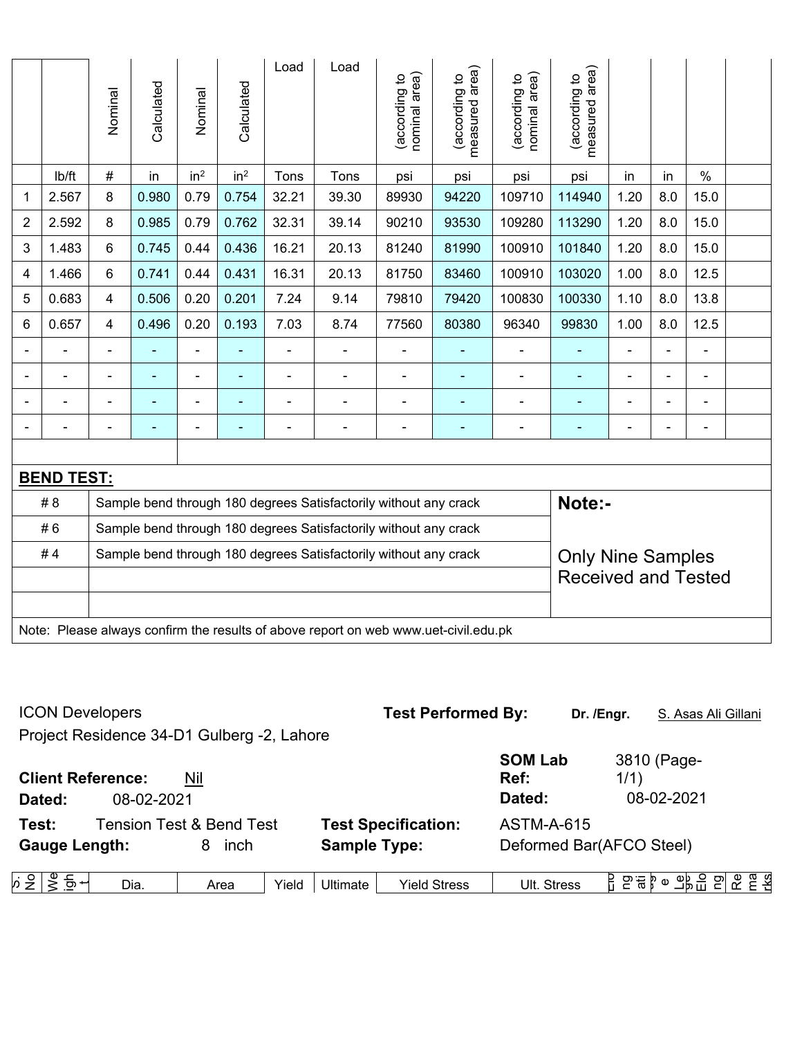ICON Developers
Project Residence 34-D1 Gulberg -2, Lahore

**Test Performed By:** **Dr. /Engr.** S. Asas Ali Gillani

**Client Reference:** Nil
**Dated:** 08-02-2021

**SOM Lab Ref:** 3810 (Page-1/1)
**Dated:** 08-02-2021

**Test:** Tension Test & Bend Test
**Gauge Length:** 8 inch

**Test Specification:** ASTM-A-615
**Sample Type:** Deformed Bar(AFCO Steel)

| S. No | Weight | Dia. | | Area | | Yield | Ultimate | Yield Stress | | Ult. Stress | | Elongation | Gauge Length | Elongation | Remarks |
|---|---|---|---|---|---|---|---|---|---|---|---|---|---|---|---|
| | | Nominal | Calculated | Nominal | Calculated | Load | Load | (according to nominal area) | (according to measured area) | (according to nominal area) | (according to measured area) | | | | |
| | lb/ft | # | in | in² | in² | Tons | Tons | psi | psi | psi | psi | in | in | % | |
| 1 | 2.567 | 8 | 0.980 | 0.79 | 0.754 | 32.21 | 39.30 | 89930 | 94220 | 109710 | 114940 | 1.20 | 8.0 | 15.0 | |
| 2 | 2.592 | 8 | 0.985 | 0.79 | 0.762 | 32.31 | 39.14 | 90210 | 93530 | 109280 | 113290 | 1.20 | 8.0 | 15.0 | |
| 3 | 1.483 | 6 | 0.745 | 0.44 | 0.436 | 16.21 | 20.13 | 81240 | 81990 | 100910 | 101840 | 1.20 | 8.0 | 15.0 | |
| 4 | 1.466 | 6 | 0.741 | 0.44 | 0.431 | 16.31 | 20.13 | 81750 | 83460 | 100910 | 103020 | 1.00 | 8.0 | 12.5 | |
| 5 | 0.683 | 4 | 0.506 | 0.20 | 0.201 | 7.24 | 9.14 | 79810 | 79420 | 100830 | 100330 | 1.10 | 8.0 | 13.8 | |
| 6 | 0.657 | 4 | 0.496 | 0.20 | 0.193 | 7.03 | 8.74 | 77560 | 80380 | 96340 | 99830 | 1.00 | 8.0 | 12.5 | |
| - | - | - | - | - | - | - | - | - | - | - | - | - | - | - | |
| - | - | - | - | - | - | - | - | - | - | - | - | - | - | - | |
| - | - | - | - | - | - | - | - | - | - | - | - | - | - | - | |
| - | - | - | - | - | - | - | - | - | - | - | - | - | - | - | |

**BEND TEST:**

| | |
|---|---|
| # 8 | Sample bend through 180 degrees Satisfactorily without any crack |
| # 6 | Sample bend through 180 degrees Satisfactorily without any crack |
| # 4 | Sample bend through 180 degrees Satisfactorily without any crack |

**Note:-**

Only Nine Samples Received and Tested

Note: Please always confirm the results of above report on web www.uet-civil.edu.pk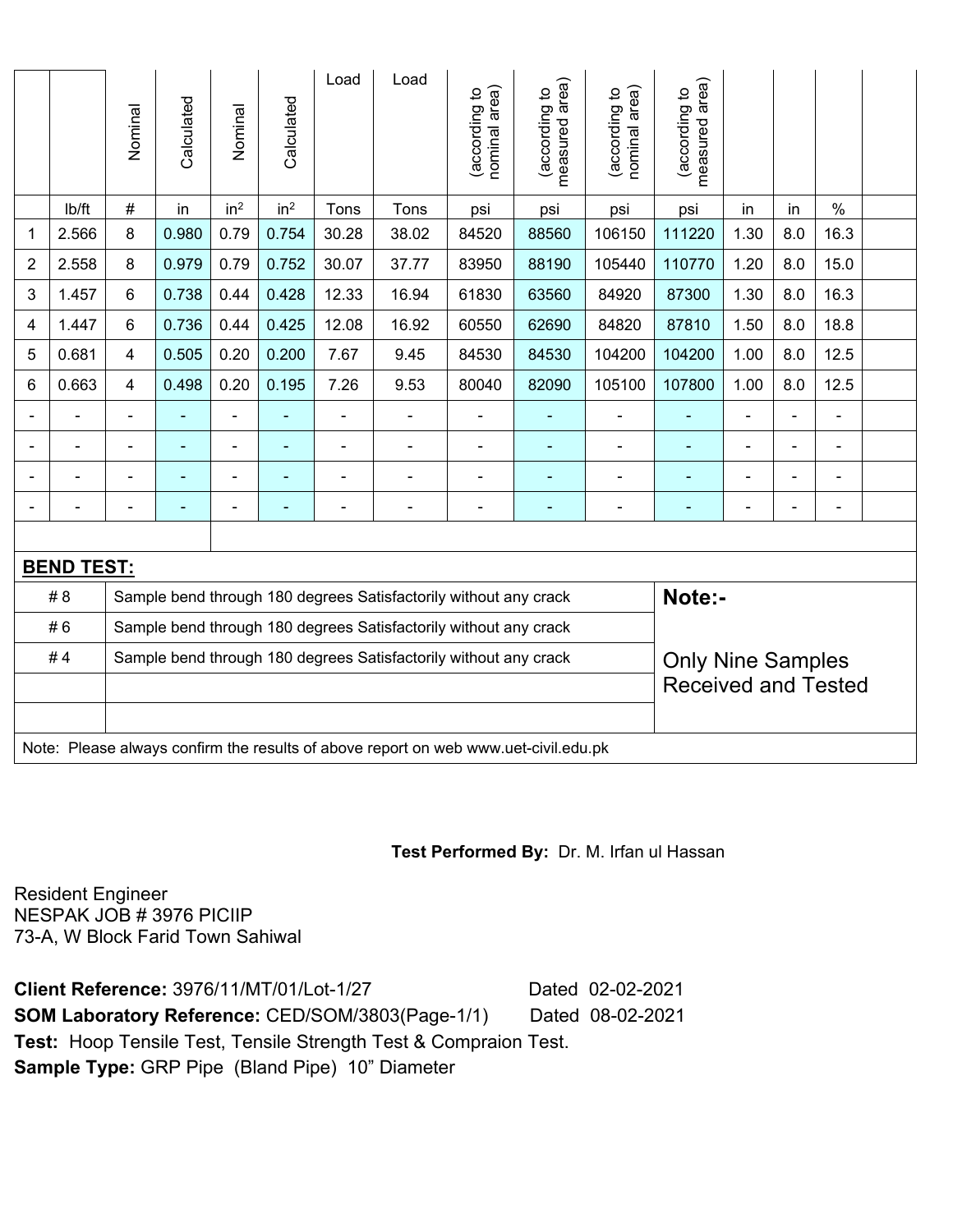|  |  | Nominal | Calculated | Nominal | Calculated | Load | Load | (according to nominal area) | (according to measured area) | (according to nominal area) | (according to measured area) |  |  |  |  |
|---|---|---|---|---|---|---|---|---|---|---|---|---|---|---|---|
|  | lb/ft | # | in | in² | in² | Tons | Tons | psi | psi | psi | psi | in | in | % |  |
| 1 | 2.566 | 8 | 0.980 | 0.79 | 0.754 | 30.28 | 38.02 | 84520 | 88560 | 106150 | 111220 | 1.30 | 8.0 | 16.3 |  |
| 2 | 2.558 | 8 | 0.979 | 0.79 | 0.752 | 30.07 | 37.77 | 83950 | 88190 | 105440 | 110770 | 1.20 | 8.0 | 15.0 |  |
| 3 | 1.457 | 6 | 0.738 | 0.44 | 0.428 | 12.33 | 16.94 | 61830 | 63560 | 84920 | 87300 | 1.30 | 8.0 | 16.3 |  |
| 4 | 1.447 | 6 | 0.736 | 0.44 | 0.425 | 12.08 | 16.92 | 60550 | 62690 | 84820 | 87810 | 1.50 | 8.0 | 18.8 |  |
| 5 | 0.681 | 4 | 0.505 | 0.20 | 0.200 | 7.67 | 9.45 | 84530 | 84530 | 104200 | 104200 | 1.00 | 8.0 | 12.5 |  |
| 6 | 0.663 | 4 | 0.498 | 0.20 | 0.195 | 7.26 | 9.53 | 80040 | 82090 | 105100 | 107800 | 1.00 | 8.0 | 12.5 |  |
| - | - | - | - | - | - | - | - | - | - | - | - | - | - | - |  |
| - | - | - | - | - | - | - | - | - | - | - | - | - | - | - |  |
| - | - | - | - | - | - | - | - | - | - | - | - | - | - | - |  |
| - | - | - | - | - | - | - | - | - | - | - | - | - | - | - |  |

**BEND TEST:**

| Bar | Result | Note |
|---|---|---|
| # 8 | Sample bend through 180 degrees Satisfactorily without any crack | **Note:-** |
| # 6 | Sample bend through 180 degrees Satisfactorily without any crack | |
| # 4 | Sample bend through 180 degrees Satisfactorily without any crack | Only Nine Samples Received and Tested |
|  |  | |
|  |  | |

Note: Please always confirm the results of above report on web www.uet-civil.edu.pk

**Test Performed By:** Dr. M. Irfan ul Hassan

Resident Engineer
NESPAK JOB # 3976 PICIIP
73-A, W Block Farid Town Sahiwal

**Client Reference:** 3976/11/MT/01/Lot-1/27 Dated 02-02-2021
**SOM Laboratory Reference:** CED/SOM/3803(Page-1/1) Dated 08-02-2021
**Test:** Hoop Tensile Test, Tensile Strength Test & Compraion Test.
**Sample Type:** GRP Pipe (Bland Pipe) 10” Diameter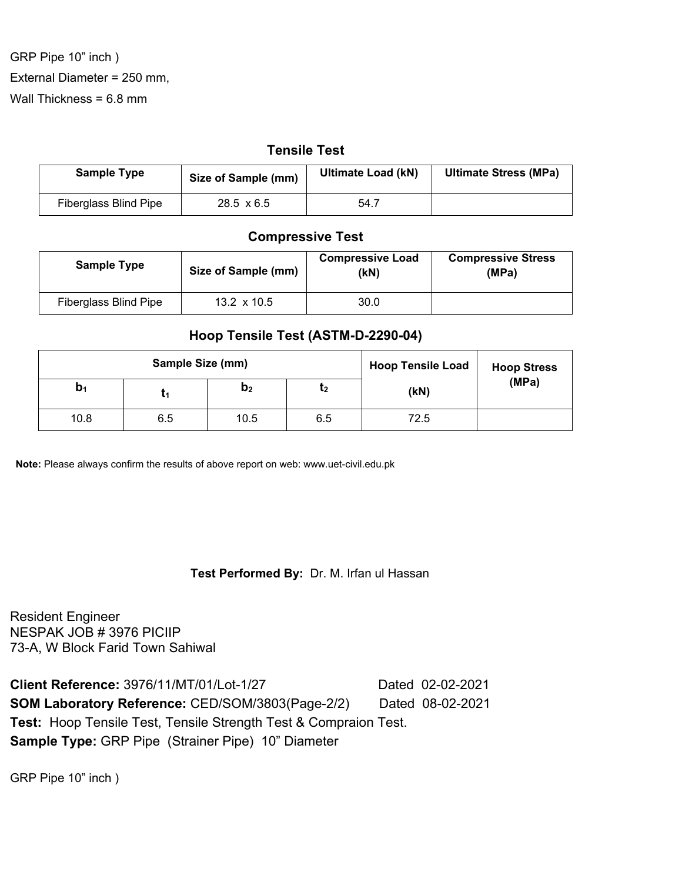GRP Pipe 10” inch )

External Diameter = 250 mm,

Wall Thickness = 6.8 mm

### Tensile Test

| Sample Type | Size of Sample (mm) | Ultimate Load (kN) | Ultimate Stress (MPa) |
|---|---|---|---|
| Fiberglass Blind Pipe | 28.5 x 6.5 | 54.7 | |

### Compressive Test

| Sample Type | Size of Sample (mm) | Compressive Load (kN) | Compressive Stress (MPa) |
|---|---|---|---|
| Fiberglass Blind Pipe | 13.2 x 10.5 | 30.0 | |

### Hoop Tensile Test (ASTM-D-2290-04)

| Sample Size (mm) | | | | Hoop Tensile Load | Hoop Stress (MPa) |
|---|---|---|---|---|---|
| $b_1$ | $t_1$ | $b_2$ | $t_2$ | (kN) | |
| 10.8 | 6.5 | 10.5 | 6.5 | 72.5 | |

**Note:** Please always confirm the results of above report on web: www.uet-civil.edu.pk

**Test Performed By:** Dr. M. Irfan ul Hassan

Resident Engineer
NESPAK JOB # 3976 PICIIP
73-A, W Block Farid Town Sahiwal

**Client Reference:** 3976/11/MT/01/Lot-1/27 Dated 02-02-2021
**SOM Laboratory Reference:** CED/SOM/3803(Page-2/2) Dated 08-02-2021
**Test:** Hoop Tensile Test, Tensile Strength Test & Compraion Test.
**Sample Type:** GRP Pipe (Strainer Pipe) 10” Diameter

GRP Pipe 10” inch )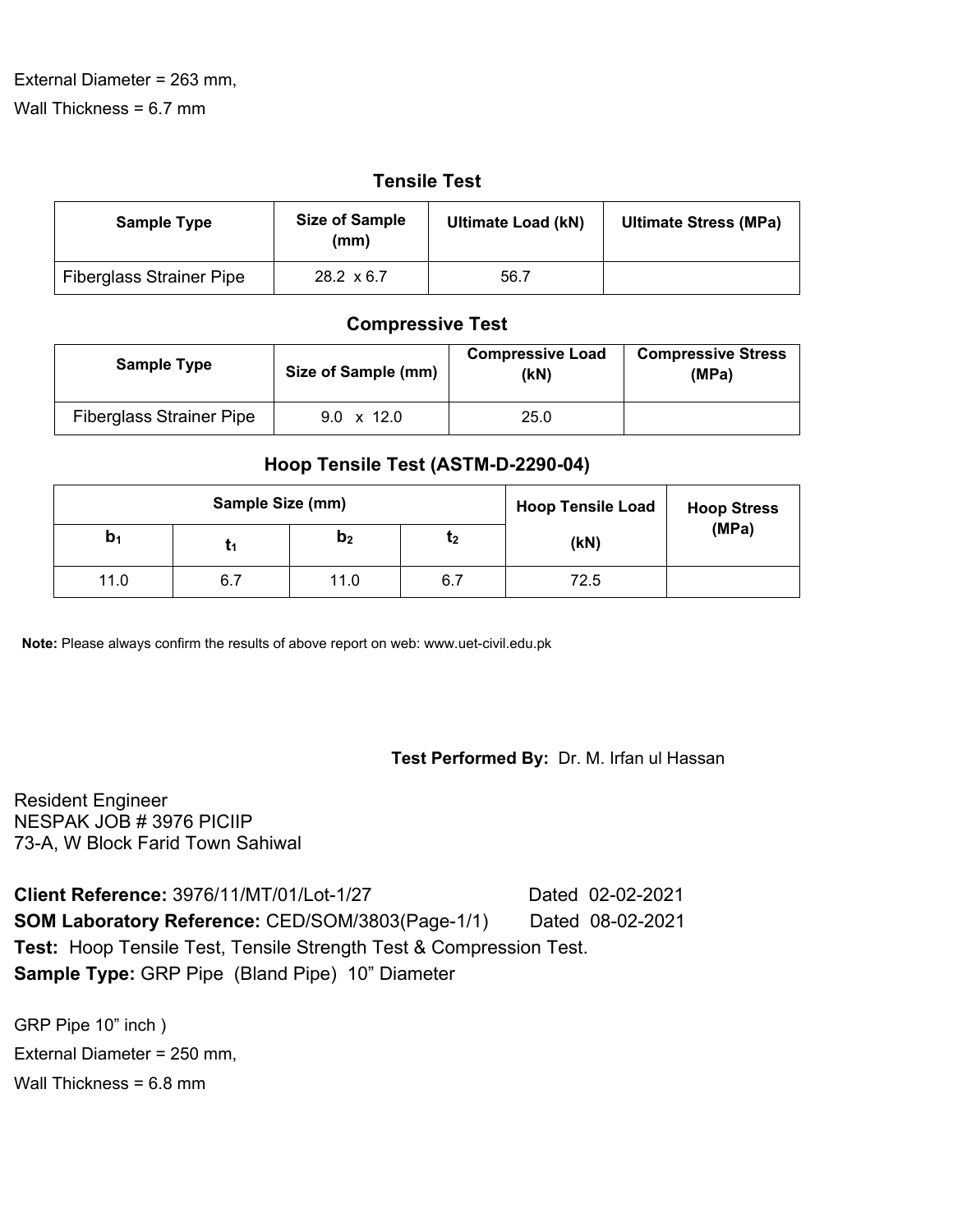External Diameter = 263 mm,

Wall Thickness = 6.7 mm

### Tensile Test

| Sample Type | Size of Sample (mm) | Ultimate Load (kN) | Ultimate Stress (MPa) |
|---|---|---|---|
| Fiberglass Strainer Pipe | 28.2 x 6.7 | 56.7 | |

### Compressive Test

| Sample Type | Size of Sample (mm) | Compressive Load (kN) | Compressive Stress (MPa) |
|---|---|---|---|
| Fiberglass Strainer Pipe | 9.0 x 12.0 | 25.0 | |

### Hoop Tensile Test (ASTM-D-2290-04)

| Sample Size (mm) | | | | Hoop Tensile Load | Hoop Stress (MPa) |
|---|---|---|---|---|---|
| $b_1$ | $t_1$ | $b_2$ | $t_2$ | (kN) | |
| 11.0 | 6.7 | 11.0 | 6.7 | 72.5 | |

**Note:** Please always confirm the results of above report on web: www.uet-civil.edu.pk

**Test Performed By:** Dr. M. Irfan ul Hassan

Resident Engineer
NESPAK JOB # 3976 PICIIP
73-A, W Block Farid Town Sahiwal

**Client Reference:** 3976/11/MT/01/Lot-1/27 Dated 02-02-2021
**SOM Laboratory Reference:** CED/SOM/3803(Page-1/1) Dated 08-02-2021
**Test:** Hoop Tensile Test, Tensile Strength Test & Compression Test.
**Sample Type:** GRP Pipe (Bland Pipe) 10" Diameter

GRP Pipe 10" inch )

External Diameter = 250 mm,

Wall Thickness = 6.8 mm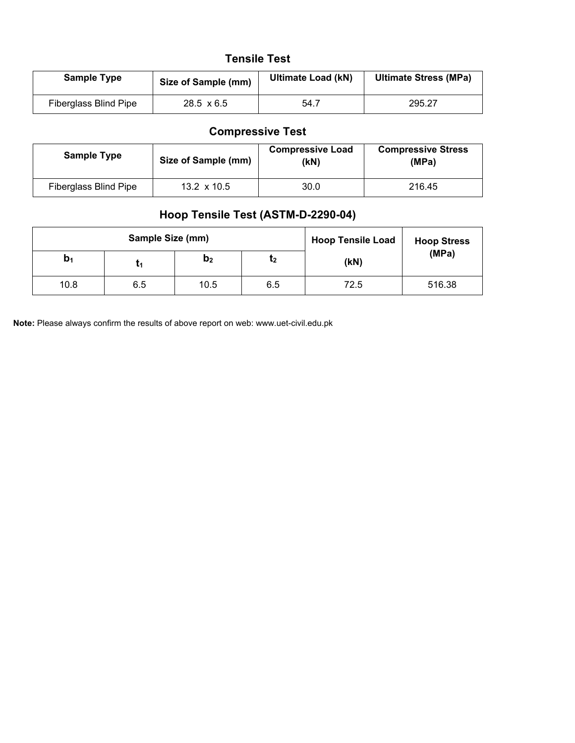## Tensile Test

| Sample Type | Size of Sample (mm) | Ultimate Load (kN) | Ultimate Stress (MPa) |
|---|---|---|---|
| Fiberglass Blind Pipe | 28.5 x 6.5 | 54.7 | 295.27 |

## Compressive Test

| Sample Type | Size of Sample (mm) | Compressive Load (kN) | Compressive Stress (MPa) |
|---|---|---|---|
| Fiberglass Blind Pipe | 13.2 x 10.5 | 30.0 | 216.45 |

## Hoop Tensile Test (ASTM-D-2290-04)

| Sample Size (mm) | | | | Hoop Tensile Load | Hoop Stress (MPa) |
|---|---|---|---|---|---|
| $b_1$ | $t_1$ | $b_2$ | $t_2$ | (kN) | |
| 10.8 | 6.5 | 10.5 | 6.5 | 72.5 | 516.38 |

**Note:** Please always confirm the results of above report on web: www.uet-civil.edu.pk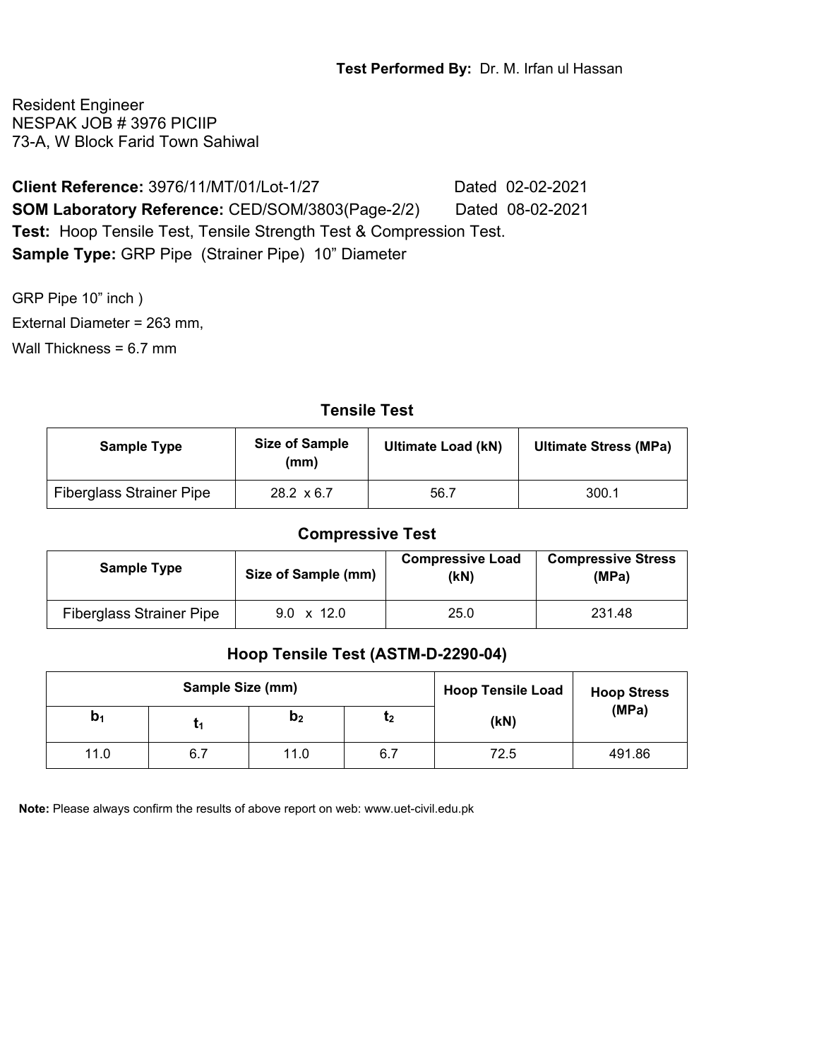**Test Performed By:** Dr. M. Irfan ul Hassan

Resident Engineer
NESPAK JOB # 3976 PICIIP
73-A, W Block Farid Town Sahiwal

**Client Reference:** 3976/11/MT/01/Lot-1/27 Dated 02-02-2021
**SOM Laboratory Reference:** CED/SOM/3803(Page-2/2) Dated 08-02-2021
**Test:** Hoop Tensile Test, Tensile Strength Test & Compression Test.
**Sample Type:** GRP Pipe (Strainer Pipe) 10" Diameter

GRP Pipe 10" inch )

External Diameter = 263 mm,

Wall Thickness = 6.7 mm

### Tensile Test

| Sample Type | Size of Sample (mm) | Ultimate Load (kN) | Ultimate Stress (MPa) |
|---|---|---|---|
| Fiberglass Strainer Pipe | 28.2 x 6.7 | 56.7 | 300.1 |

### Compressive Test

| Sample Type | Size of Sample (mm) | Compressive Load (kN) | Compressive Stress (MPa) |
|---|---|---|---|
| Fiberglass Strainer Pipe | 9.0 x 12.0 | 25.0 | 231.48 |

### Hoop Tensile Test (ASTM-D-2290-04)

| Sample Size (mm) | | | | Hoop Tensile Load | Hoop Stress (MPa) |
|---|---|---|---|---|---|
| $b_1$ | $t_1$ | $b_2$ | $t_2$ | (kN) | |
| 11.0 | 6.7 | 11.0 | 6.7 | 72.5 | 491.86 |

**Note:** Please always confirm the results of above report on web: www.uet-civil.edu.pk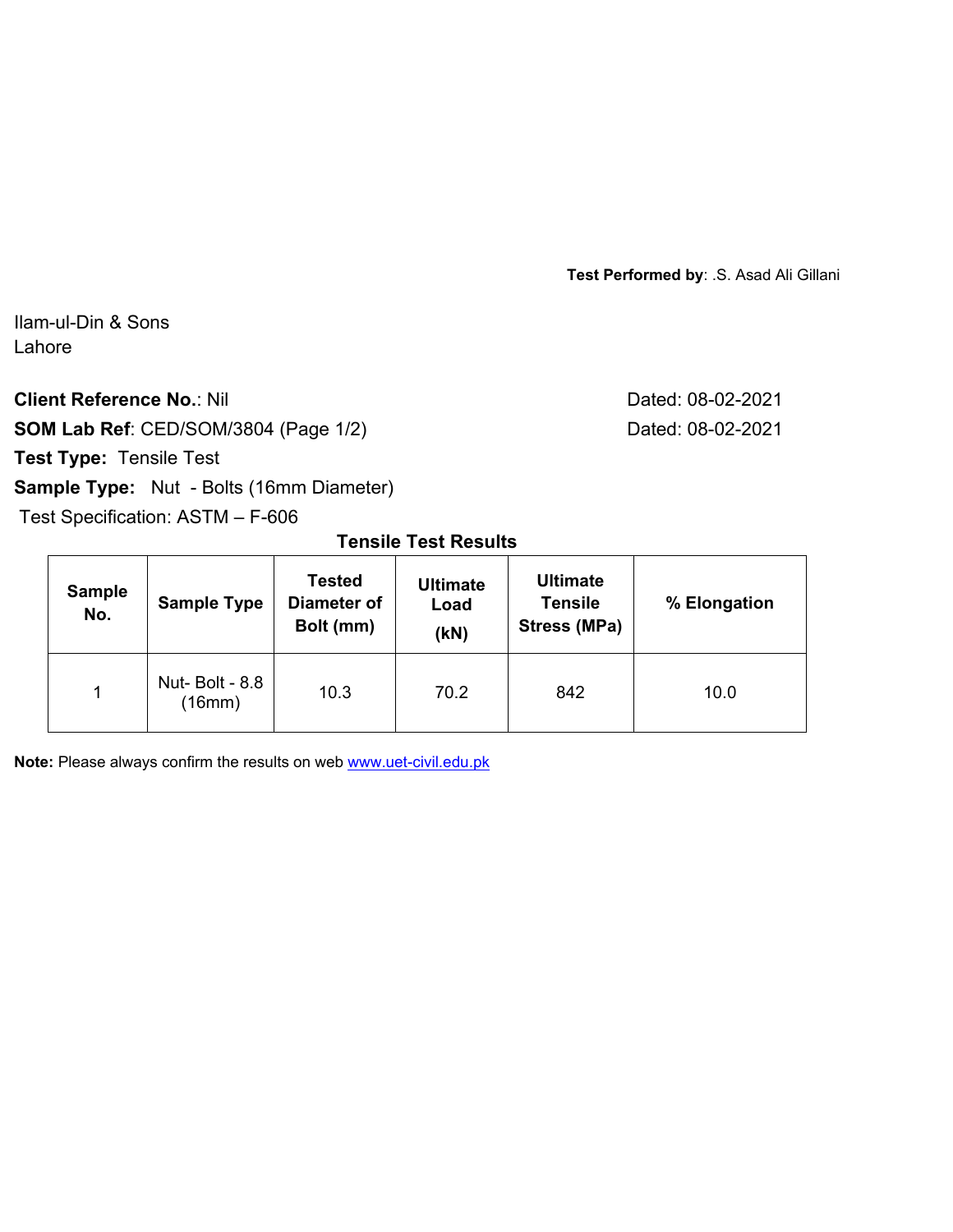**Test Performed by**: .S. Asad Ali Gillani

Ilam-ul-Din & Sons
Lahore

**Client Reference No.**: Nil Dated: 08-02-2021

**SOM Lab Ref**: CED/SOM/3804 (Page 1/2) Dated: 08-02-2021

**Test Type:** Tensile Test

**Sample Type:** Nut - Bolts (16mm Diameter)

Test Specification: ASTM – F-606

**Tensile Test Results**

| Sample No. | Sample Type | Tested Diameter of Bolt (mm) | Ultimate Load (kN) | Ultimate Tensile Stress (MPa) | % Elongation |
|---|---|---|---|---|---|
| 1 | Nut- Bolt - 8.8 (16mm) | 10.3 | 70.2 | 842 | 10.0 |

**Note:** Please always confirm the results on web www.uet-civil.edu.pk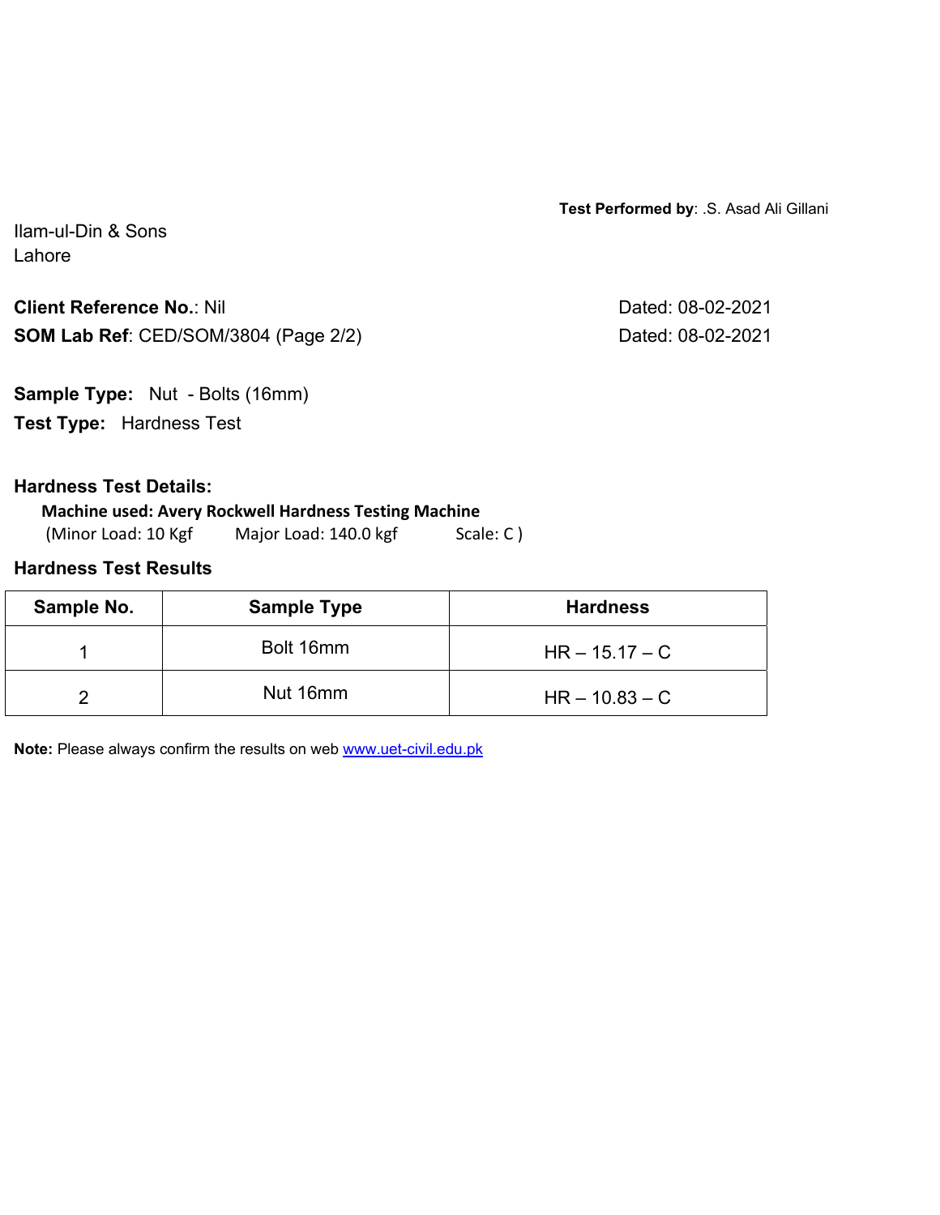**Test Performed by**: .S. Asad Ali Gillani

Ilam-ul-Din & Sons
Lahore

**Client Reference No.**: Nil                                                                 Dated: 08-02-2021

**SOM Lab Ref**: CED/SOM/3804 (Page 2/2)                                          Dated: 08-02-2021

**Sample Type:** Nut - Bolts (16mm)

**Test Type:** Hardness Test

**Hardness Test Details:**

**Machine used: Avery Rockwell Hardness Testing Machine**

(Minor Load: 10 Kgf    Major Load: 140.0 kgf    Scale: C )

**Hardness Test Results**

| Sample No. | Sample Type | Hardness |
|---|---|---|
| 1 | Bolt 16mm | HR – 15.17 – C |
| 2 | Nut 16mm | HR – 10.83 – C |

**Note:** Please always confirm the results on web www.uet-civil.edu.pk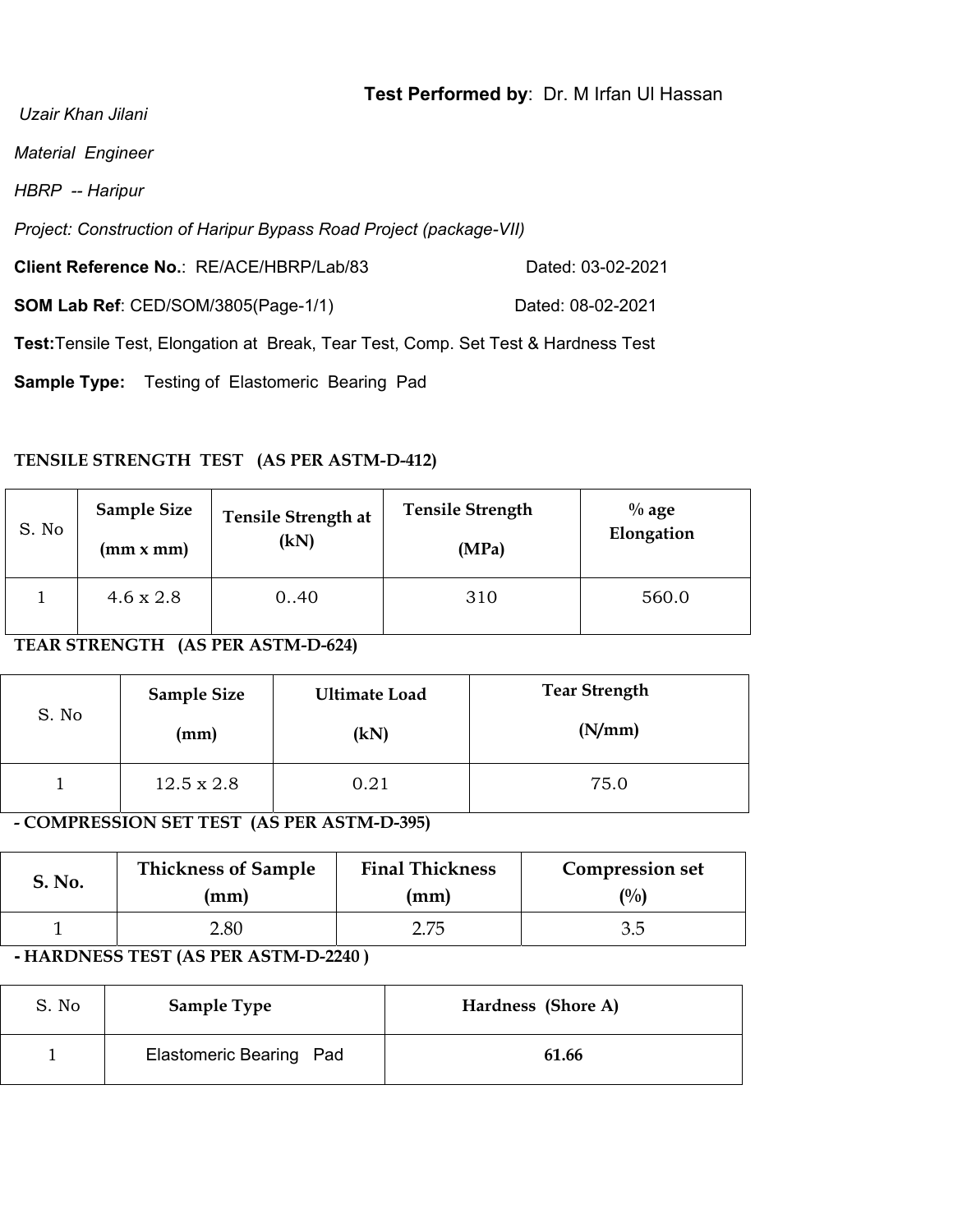**Test Performed by**: Dr. M Irfan Ul Hassan

*Uzair Khan Jilani*

*Material Engineer*

*HBRP -- Haripur*

*Project: Construction of Haripur Bypass Road Project (package-VII)*

**Client Reference No.**: RE/ACE/HBRP/Lab/83 Dated: 03-02-2021

**SOM Lab Ref**: CED/SOM/3805(Page-1/1) Dated: 08-02-2021

**Test:** Tensile Test, Elongation at Break, Tear Test, Comp. Set Test & Hardness Test

**Sample Type:** Testing of Elastomeric Bearing Pad

**TENSILE STRENGTH TEST (AS PER ASTM-D-412)**

| S. No | Sample Size (mm x mm) | Tensile Strength at (kN) | Tensile Strength (MPa) | % age Elongation |
|---|---|---|---|---|
| 1 | 4.6 x 2.8 | 0..40 | 310 | 560.0 |

**TEAR STRENGTH (AS PER ASTM-D-624)**

| S. No | Sample Size (mm) | Ultimate Load (kN) | Tear Strength (N/mm) |
|---|---|---|---|
| 1 | 12.5 x 2.8 | 0.21 | 75.0 |

**- COMPRESSION SET TEST (AS PER ASTM-D-395)**

| S. No. | Thickness of Sample (mm) | Final Thickness (mm) | Compression set (%) |
|---|---|---|---|
| 1 | 2.80 | 2.75 | 3.5 |

**- HARDNESS TEST (AS PER ASTM-D-2240 )**

| S. No | Sample Type | Hardness (Shore A) |
|---|---|---|
| 1 | Elastomeric Bearing Pad | **61.66** |